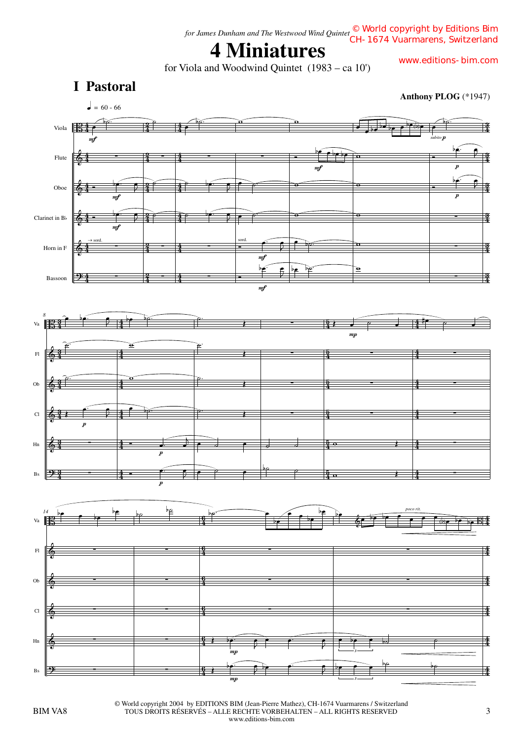*for James Dunham and The Westwood Wind Quintet*

© World copyright by Editions Bim
CH-1674 Vuarmarens, Switzerland
www.editions-bim.com

# 4 Miniatures

for Viola and Woodwind Quintet (1983 – ca 10')

## I Pastoral

**Anthony PLOG** (*1947)

♩ = 60 - 66

Viola, Flute, Oboe, Clarinet in B♭, Horn in F, Bassoon

© World copyright 2004 by EDITIONS BIM (Jean-Pierre Mathez), CH-1674 Vuarmarens / Switzerland
TOUS DROITS RÉSERVÉS – ALLE RECHTE VORBEHALTEN – ALL RIGHTS RESERVED
www.editions-bim.com

BIM VA8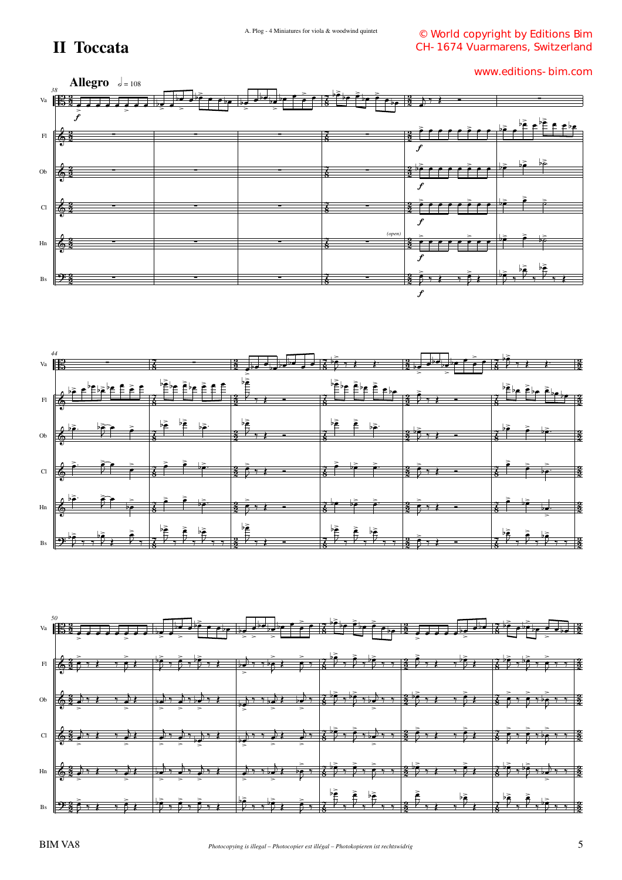# II Toccata

**Allegro** 𝅗𝅥 = 108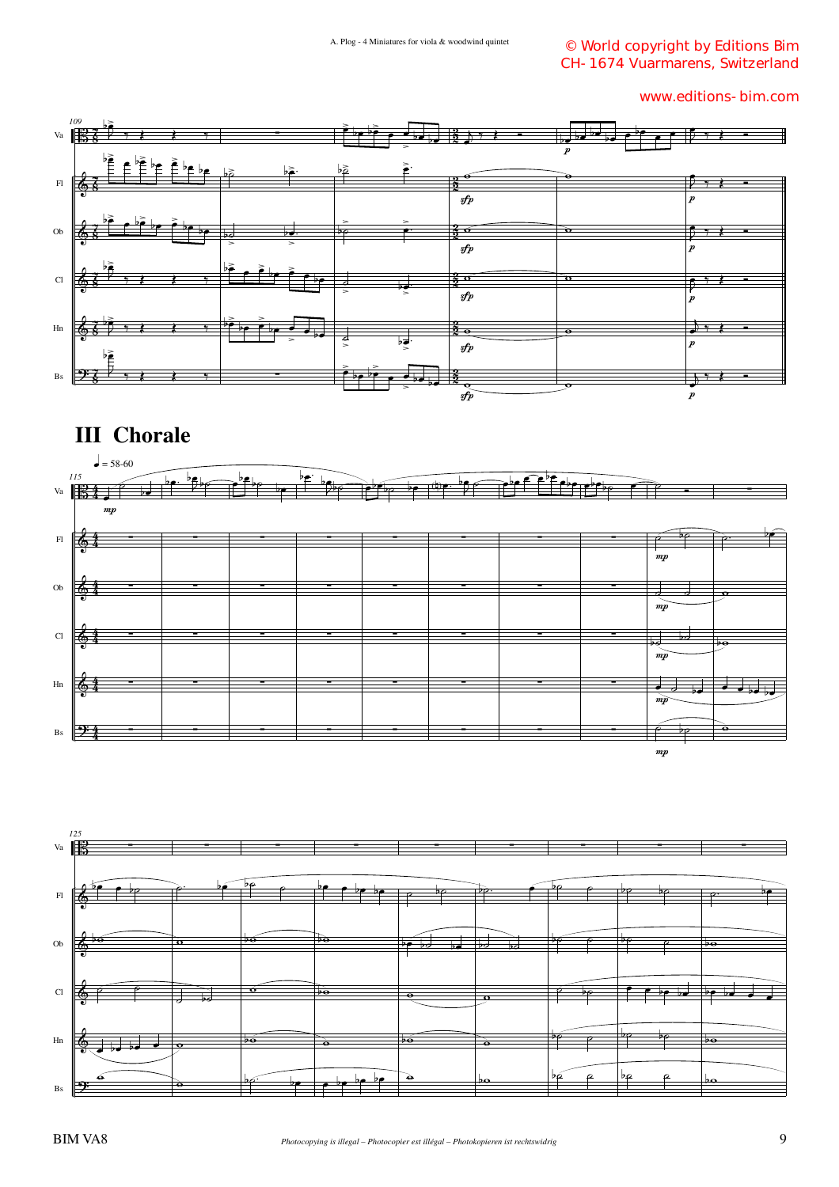# III Chorale

♩ = 58-60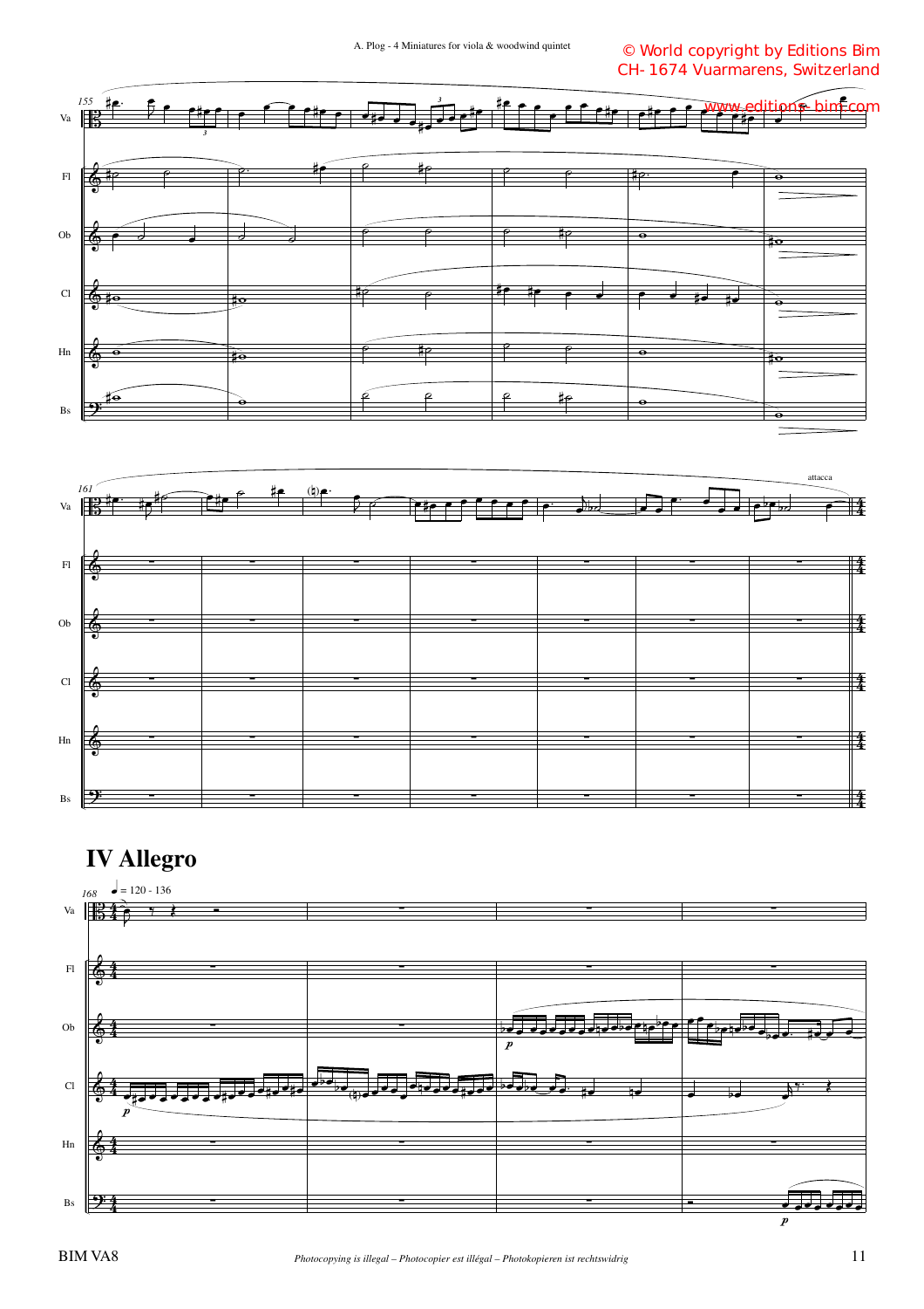# IV Allegro

♩ = 120 - 136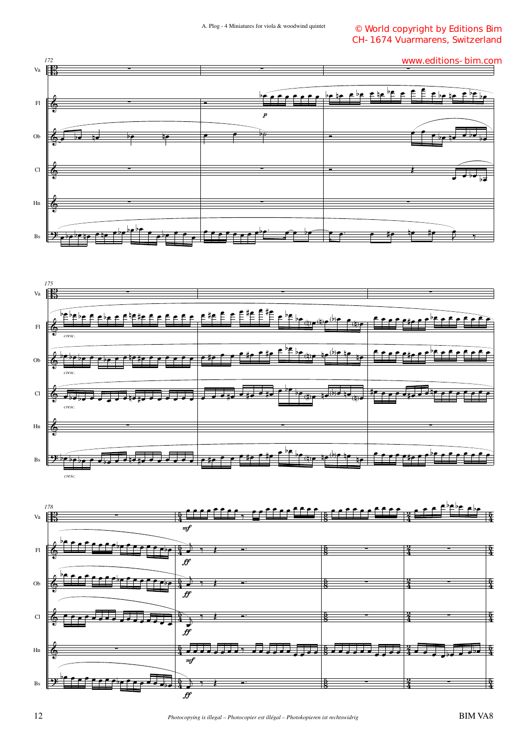A. Plog - 4 Miniatures for viola & woodwind quintet

© World copyright by Editions Bim
CH-1674 Vuarmarens, Switzerland
www.editions-bim.com

172

Va

Fl

Ob

Cl

Hn

Bs

*p*

175

*cresc.*

178

*mf*

*ff*

Photocopying is illegal – Photocopier est illégal – Photokopieren ist rechtswidrig

BIM VA8